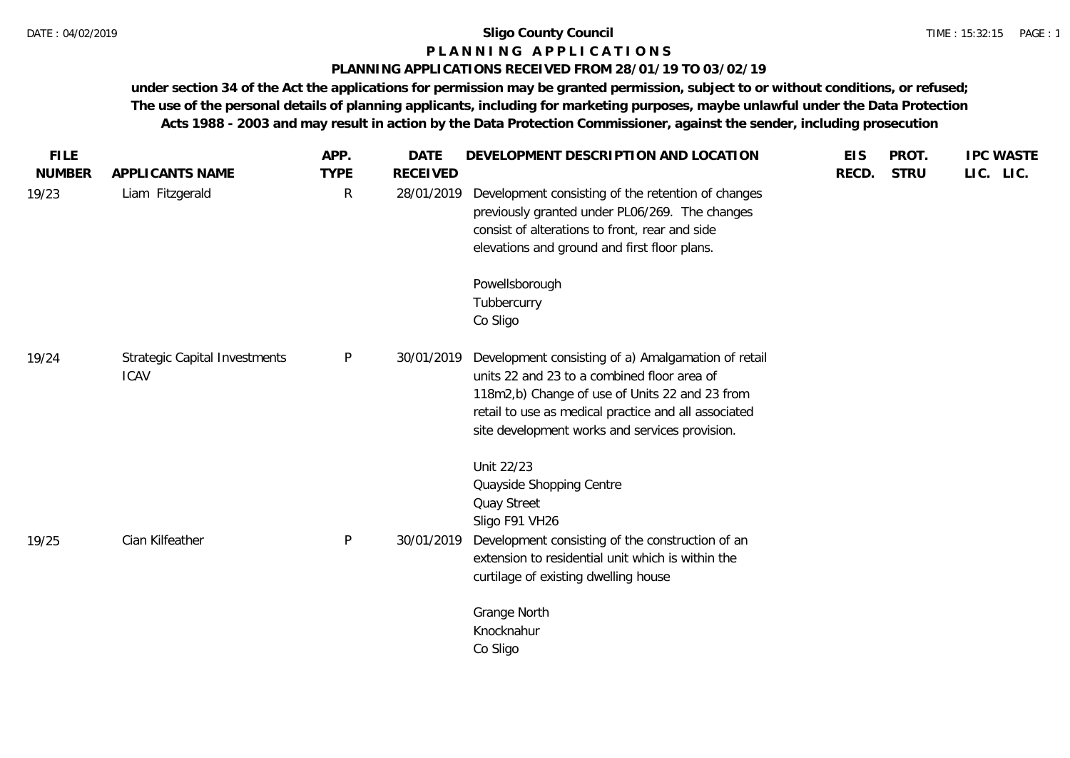# Sligo County Council

## P L A N N I N G   A P P L I C A T I O N S

### PLANNING APPLICATIONS RECEIVED FROM 28/01/19 TO 03/02/19

**under section 34 of the Act the applications for permission may be granted permission, subject to or without conditions, or refused; The use of the personal details of planning applicants, including for marketing purposes, maybe unlawful under the Data Protection Acts 1988 - 2003 and may result in action by the Data Protection Commissioner, against the sender, including prosecution**

| FILE NUMBER | APPLICANTS NAME | APP. TYPE | DATE RECEIVED | DEVELOPMENT DESCRIPTION AND LOCATION | EIS RECD. | PROT. STRU | IPC LIC. | WASTE LIC. |
|---|---|---|---|---|---|---|---|---|
| 19/23 | Liam Fitzgerald | R | 28/01/2019 | Development consisting of the retention of changes previously granted under PL06/269. The changes consist of alterations to front, rear and side elevations and ground and first floor plans.<br><br>Powellsborough<br>Tubbercurry<br>Co Sligo | | | | |
| 19/24 | Strategic Capital Investments ICAV | P | 30/01/2019 | Development consisting of a) Amalgamation of retail units 22 and 23 to a combined floor area of 118m2,b) Change of use of Units 22 and 23 from retail to use as medical practice and all associated site development works and services provision.<br><br>Unit 22/23<br>Quayside Shopping Centre<br>Quay Street<br>Sligo F91 VH26 | | | | |
| 19/25 | Cian Kilfeather | P | 30/01/2019 | Development consisting of the construction of an extension to residential unit which is within the curtilage of existing dwelling house<br><br>Grange North<br>Knocknahur<br>Co Sligo | | | | |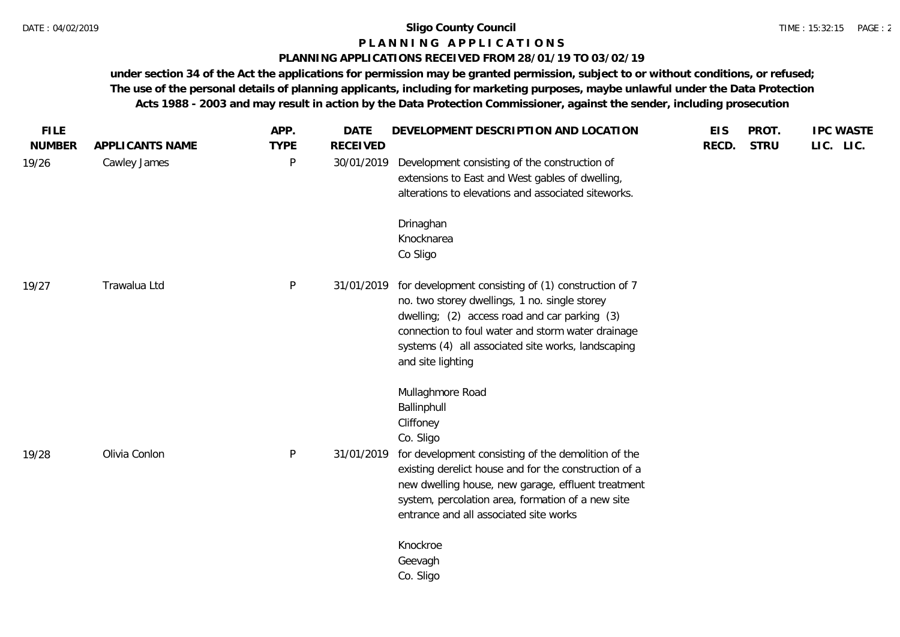**Sligo County Council**

**P L A N N I N G   A P P L I C A T I O N S**

**PLANNING APPLICATIONS RECEIVED FROM 28/01/19 TO 03/02/19**

**under section 34 of the Act the applications for permission may be granted permission, subject to or without conditions, or refused; The use of the personal details of planning applicants, including for marketing purposes, maybe unlawful under the Data Protection Acts 1988 - 2003 and may result in action by the Data Protection Commissioner, against the sender, including prosecution**

| FILE NUMBER | APPLICANTS NAME | APP. TYPE | DATE RECEIVED | DEVELOPMENT DESCRIPTION AND LOCATION | EIS RECD. | PROT. STRU | IPC LIC. | WASTE LIC. |
|---|---|---|---|---|---|---|---|---|
| 19/26 | Cawley James | P | 30/01/2019 | Development consisting of the construction of extensions to East and West gables of dwelling, alterations to elevations and associated siteworks.<br><br>Drinaghan<br>Knocknarea<br>Co Sligo | | | | |
| 19/27 | Trawalua Ltd | P | 31/01/2019 | for development consisting of (1) construction of 7 no. two storey dwellings, 1 no. single storey dwelling; (2) access road and car parking (3) connection to foul water and storm water drainage systems (4) all associated site works, landscaping and site lighting<br><br>Mullaghmore Road<br>Ballinphull<br>Cliffoney<br>Co. Sligo | | | | |
| 19/28 | Olivia Conlon | P | 31/01/2019 | for development consisting of the demolition of the existing derelict house and for the construction of a new dwelling house, new garage, effluent treatment system, percolation area, formation of a new site entrance and all associated site works<br><br>Knockroe<br>Geevagh<br>Co. Sligo | | | | |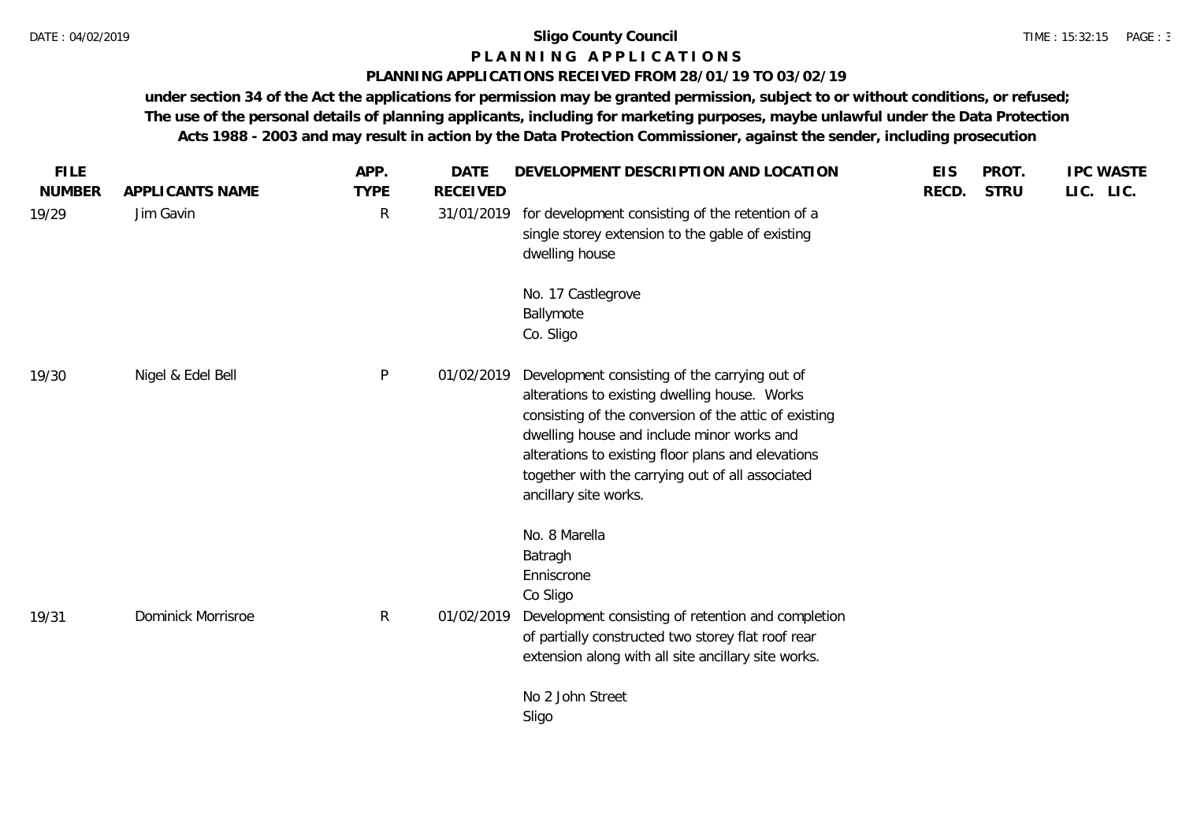**Sligo County Council**

**P L A N N I N G   A P P L I C A T I O N S**

**PLANNING APPLICATIONS RECEIVED FROM 28/01/19 TO 03/02/19**

**under section 34 of the Act the applications for permission may be granted permission, subject to or without conditions, or refused; The use of the personal details of planning applicants, including for marketing purposes, maybe unlawful under the Data Protection Acts 1988 - 2003 and may result in action by the Data Protection Commissioner, against the sender, including prosecution**

| FILE NUMBER | APPLICANTS NAME | APP. TYPE | DATE RECEIVED | DEVELOPMENT DESCRIPTION AND LOCATION | EIS RECD. | PROT. STRU | IPC LIC. | WASTE LIC. |
|---|---|---|---|---|---|---|---|---|
| 19/29 | Jim Gavin | R | 31/01/2019 | for development consisting of the retention of a single storey extension to the gable of existing dwelling house<br><br>No. 17 Castlegrove<br>Ballymote<br>Co. Sligo | | | | |
| 19/30 | Nigel & Edel Bell | P | 01/02/2019 | Development consisting of the carrying out of alterations to existing dwelling house. Works consisting of the conversion of the attic of existing dwelling house and include minor works and alterations to existing floor plans and elevations together with the carrying out of all associated ancillary site works.<br><br>No. 8 Marella<br>Batragh<br>Enniscrone<br>Co Sligo | | | | |
| 19/31 | Dominick Morrisroe | R | 01/02/2019 | Development consisting of retention and completion of partially constructed two storey flat roof rear extension along with all site ancillary site works.<br><br>No 2 John Street<br>Sligo | | | | |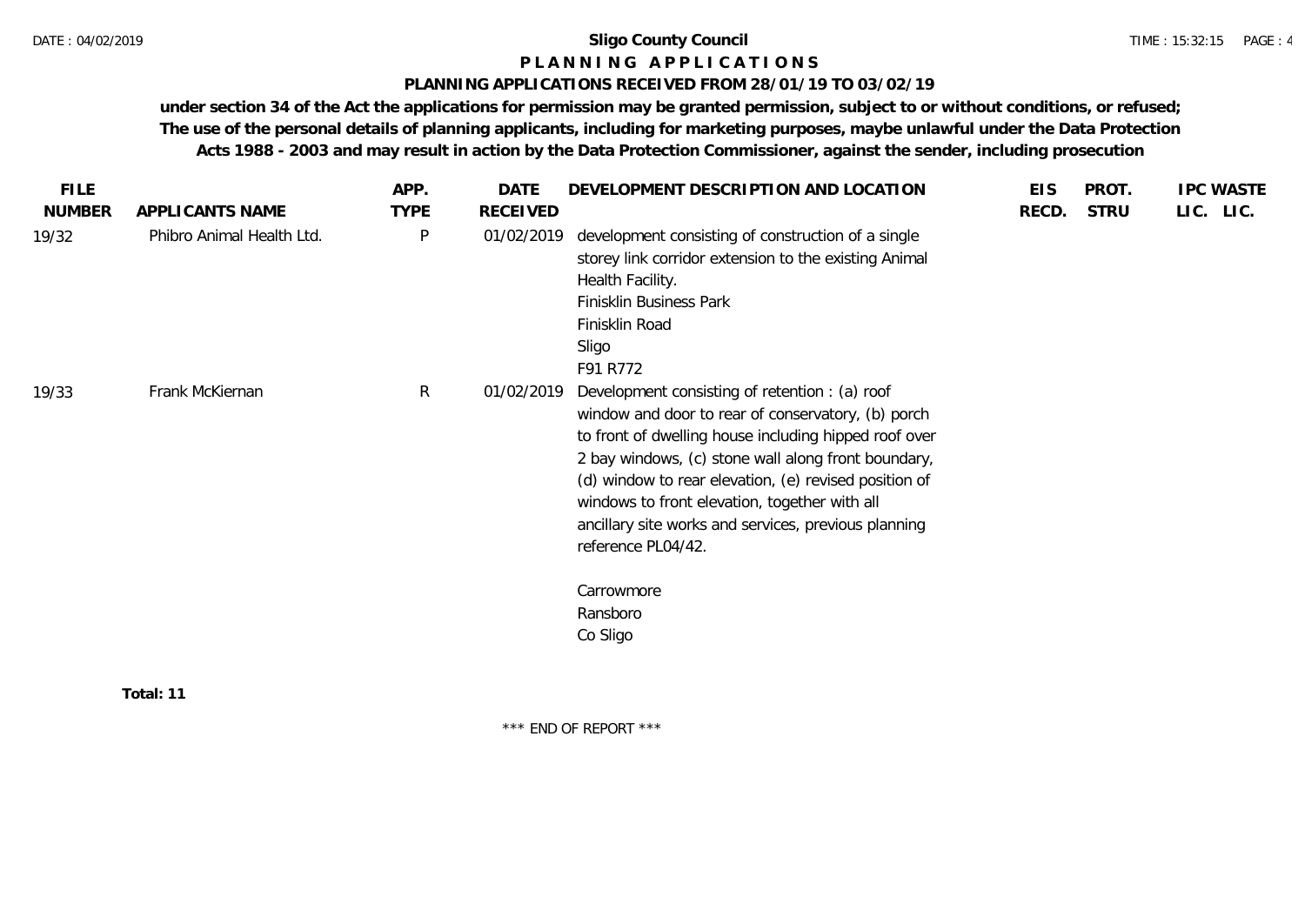**Sligo County Council**

**P L A N N I N G   A P P L I C A T I O N S**

**PLANNING APPLICATIONS RECEIVED FROM 28/01/19 TO 03/02/19**

**under section 34 of the Act the applications for permission may be granted permission, subject to or without conditions, or refused; The use of the personal details of planning applicants, including for marketing purposes, maybe unlawful under the Data Protection Acts 1988 - 2003 and may result in action by the Data Protection Commissioner, against the sender, including prosecution**

| FILE NUMBER | APPLICANTS NAME | APP. TYPE | DATE RECEIVED | DEVELOPMENT DESCRIPTION AND LOCATION | EIS RECD. | PROT. STRU | IPC LIC. | WASTE LIC. |
|---|---|---|---|---|---|---|---|---|
| 19/32 | Phibro Animal Health Ltd. | P | 01/02/2019 | development consisting of construction of a single storey link corridor extension to the existing Animal Health Facility.<br>Finisklin Business Park<br>Finisklin Road<br>Sligo<br>F91 R772 | | | | |
| 19/33 | Frank McKiernan | R | 01/02/2019 | Development consisting of retention : (a) roof window and door to rear of conservatory, (b) porch to front of dwelling house including hipped roof over 2 bay windows, (c) stone wall along front boundary, (d) window to rear elevation, (e) revised position of windows to front elevation, together with all ancillary site works and services, previous planning reference PL04/42.<br><br>Carrowmore<br>Ransboro<br>Co Sligo | | | | |

**Total: 11**

\*\*\* END OF REPORT \*\*\*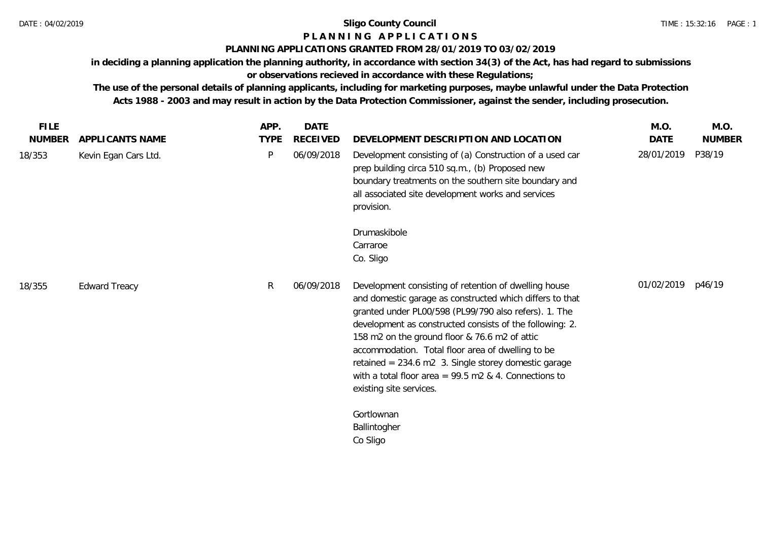# Sligo County Council

## P L A N N I N G   A P P L I C A T I O N S

### PLANNING APPLICATIONS GRANTED FROM 28/01/2019 TO 03/02/2019

**in deciding a planning application the planning authority, in accordance with section 34(3) of the Act, has had regard to submissions or observations recieved in accordance with these Regulations;**

**The use of the personal details of planning applicants, including for marketing purposes, maybe unlawful under the Data Protection Acts 1988 - 2003 and may result in action by the Data Protection Commissioner, against the sender, including prosecution.**

| FILE NUMBER | APPLICANTS NAME | APP. TYPE | DATE RECEIVED | DEVELOPMENT DESCRIPTION AND LOCATION | M.O. DATE | M.O. NUMBER |
|---|---|---|---|---|---|---|
| 18/353 | Kevin Egan Cars Ltd. | P | 06/09/2018 | Development consisting of (a) Construction of a used car prep building circa 510 sq.m., (b) Proposed new boundary treatments on the southern site boundary and all associated site development works and services provision.<br><br>Drumaskibole<br>Carraroe<br>Co. Sligo | 28/01/2019 | P38/19 |
| 18/355 | Edward Treacy | R | 06/09/2018 | Development consisting of retention of dwelling house and domestic garage as constructed which differs to that granted under PL00/598 (PL99/790 also refers). 1. The development as constructed consists of the following: 2. 158 m2 on the ground floor & 76.6 m2 of attic accommodation. Total floor area of dwelling to be retained = 234.6 m2 3. Single storey domestic garage with a total floor area = 99.5 m2 & 4. Connections to existing site services.<br><br>Gortlownan<br>Ballintogher<br>Co Sligo | 01/02/2019 | p46/19 |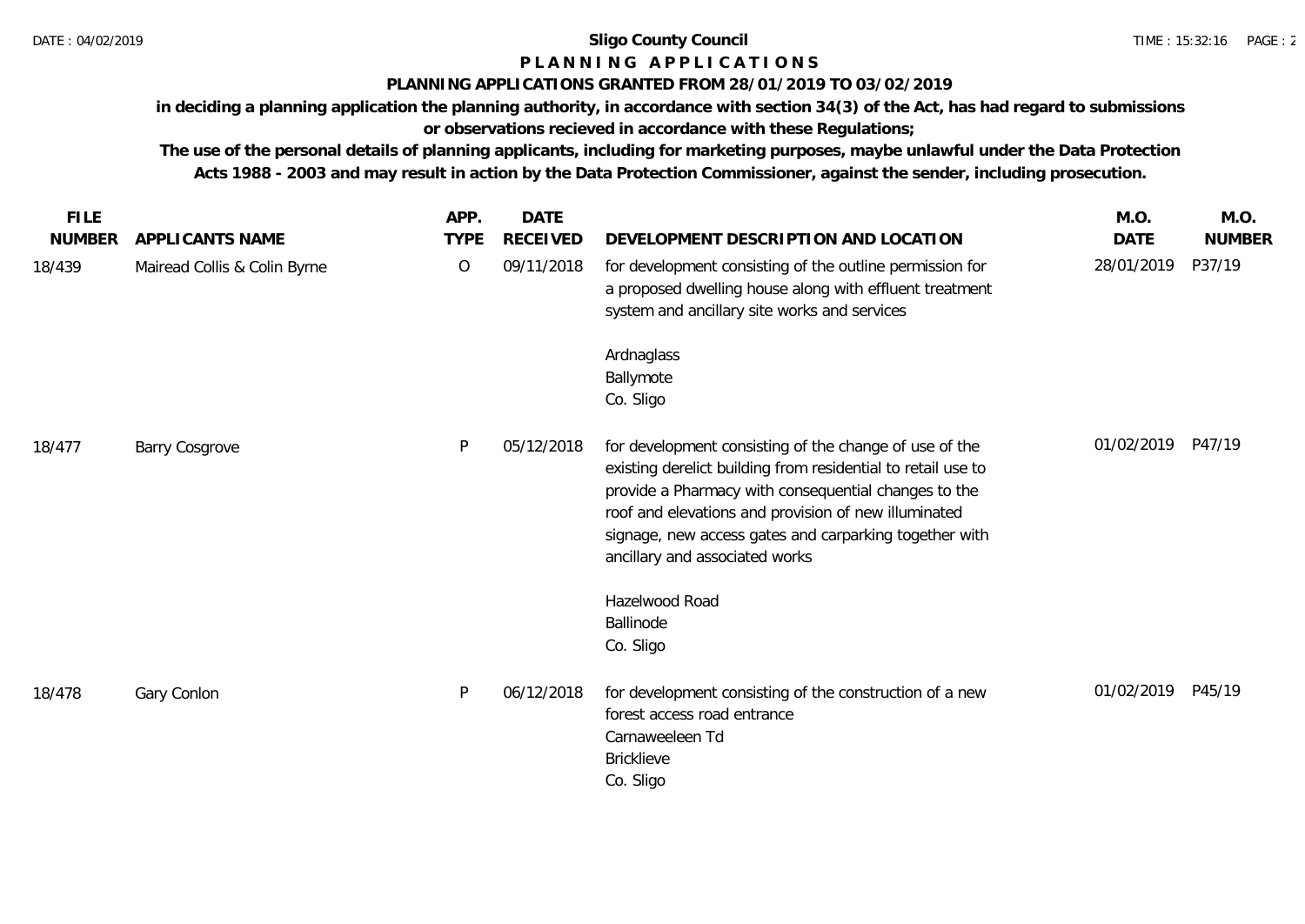**Sligo County Council**

**P L A N N I N G   A P P L I C A T I O N S**

**PLANNING APPLICATIONS GRANTED FROM 28/01/2019 TO 03/02/2019**

**in deciding a planning application the planning authority, in accordance with section 34(3) of the Act, has had regard to submissions or observations recieved in accordance with these Regulations;**

**The use of the personal details of planning applicants, including for marketing purposes, maybe unlawful under the Data Protection Acts 1988 - 2003 and may result in action by the Data Protection Commissioner, against the sender, including prosecution.**

| FILE NUMBER | APPLICANTS NAME | APP. TYPE | DATE RECEIVED | DEVELOPMENT DESCRIPTION AND LOCATION | M.O. DATE | M.O. NUMBER |
|---|---|---|---|---|---|---|
| 18/439 | Mairead Collis & Colin Byrne | O | 09/11/2018 | for development consisting of the outline permission for a proposed dwelling house along with effluent treatment system and ancillary site works and services<br><br>Ardnaglass<br>Ballymote<br>Co. Sligo | 28/01/2019 | P37/19 |
| 18/477 | Barry Cosgrove | P | 05/12/2018 | for development consisting of the change of use of the existing derelict building from residential to retail use to provide a Pharmacy with consequential changes to the roof and elevations and provision of new illuminated signage, new access gates and carparking together with ancillary and associated works<br><br>Hazelwood Road<br>Ballinode<br>Co. Sligo | 01/02/2019 | P47/19 |
| 18/478 | Gary Conlon | P | 06/12/2018 | for development consisting of the construction of a new forest access road entrance<br>Carnaweeleen Td<br>Bricklieve<br>Co. Sligo | 01/02/2019 | P45/19 |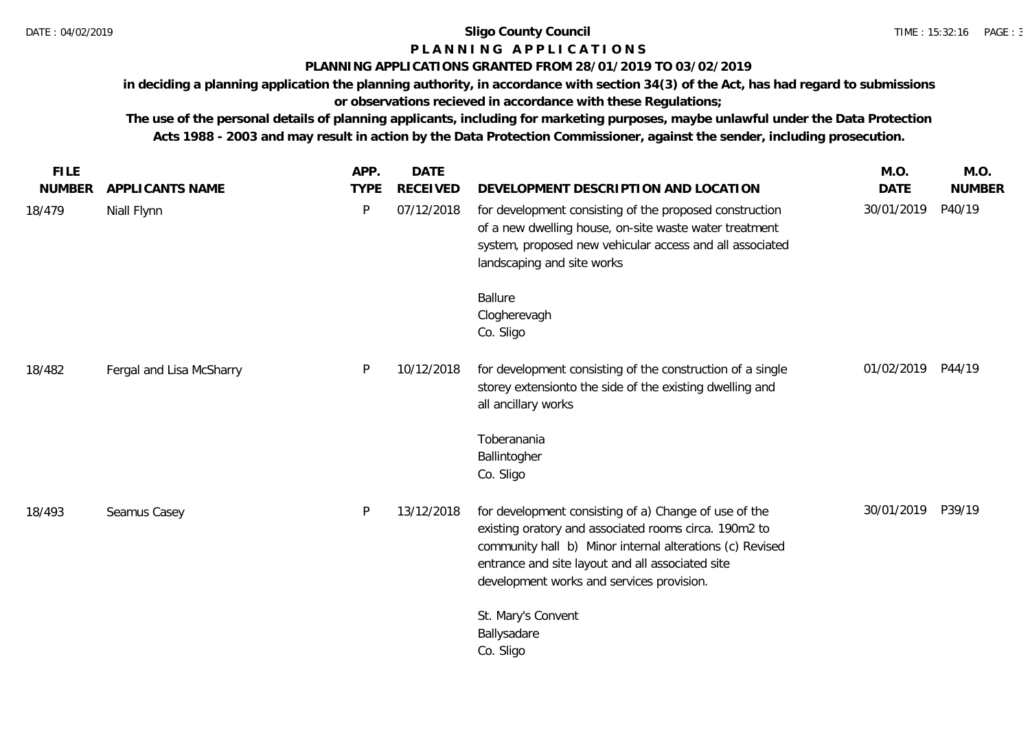# Sligo County Council

## P L A N N I N G A P P L I C A T I O N S

### PLANNING APPLICATIONS GRANTED FROM 28/01/2019 TO 03/02/2019

**in deciding a planning application the planning authority, in accordance with section 34(3) of the Act, has had regard to submissions or observations recieved in accordance with these Regulations;**

**The use of the personal details of planning applicants, including for marketing purposes, maybe unlawful under the Data Protection Acts 1988 - 2003 and may result in action by the Data Protection Commissioner, against the sender, including prosecution.**

| FILE NUMBER | APPLICANTS NAME | APP. TYPE | DATE RECEIVED | DEVELOPMENT DESCRIPTION AND LOCATION | M.O. DATE | M.O. NUMBER |
|---|---|---|---|---|---|---|
| 18/479 | Niall Flynn | P | 07/12/2018 | for development consisting of the proposed construction of a new dwelling house, on-site waste water treatment system, proposed new vehicular access and all associated landscaping and site works<br><br>Ballure<br>Clogherevagh<br>Co. Sligo | 30/01/2019 | P40/19 |
| 18/482 | Fergal and Lisa McSharry | P | 10/12/2018 | for development consisting of the construction of a single storey extensionto the side of the existing dwelling and all ancillary works<br><br>Toberanania<br>Ballintogher<br>Co. Sligo | 01/02/2019 | P44/19 |
| 18/493 | Seamus Casey | P | 13/12/2018 | for development consisting of a) Change of use of the existing oratory and associated rooms circa. 190m2 to community hall b) Minor internal alterations (c) Revised entrance and site layout and all associated site development works and services provision.<br><br>St. Mary's Convent<br>Ballysadare<br>Co. Sligo | 30/01/2019 | P39/19 |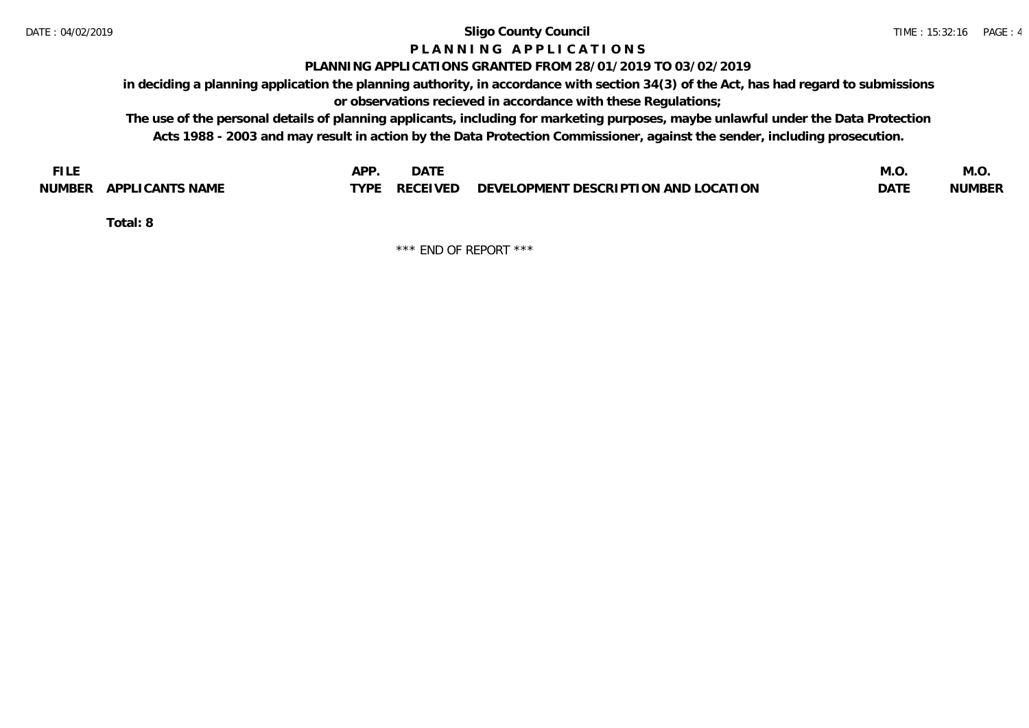# Sligo County Council

## P L A N N I N G   A P P L I C A T I O N S

### PLANNING APPLICATIONS GRANTED FROM 28/01/2019 TO 03/02/2019

**in deciding a planning application the planning authority, in accordance with section 34(3) of the Act, has had regard to submissions or observations recieved in accordance with these Regulations;**

**The use of the personal details of planning applicants, including for marketing purposes, maybe unlawful under the Data Protection Acts 1988 - 2003 and may result in action by the Data Protection Commissioner, against the sender, including prosecution.**

| FILE NUMBER | APPLICANTS NAME | APP. TYPE | DATE RECEIVED | DEVELOPMENT DESCRIPTION AND LOCATION | M.O. DATE | M.O. NUMBER |
|---|---|---|---|---|---|---|

**Total: 8**

\*\*\* END OF REPORT \*\*\*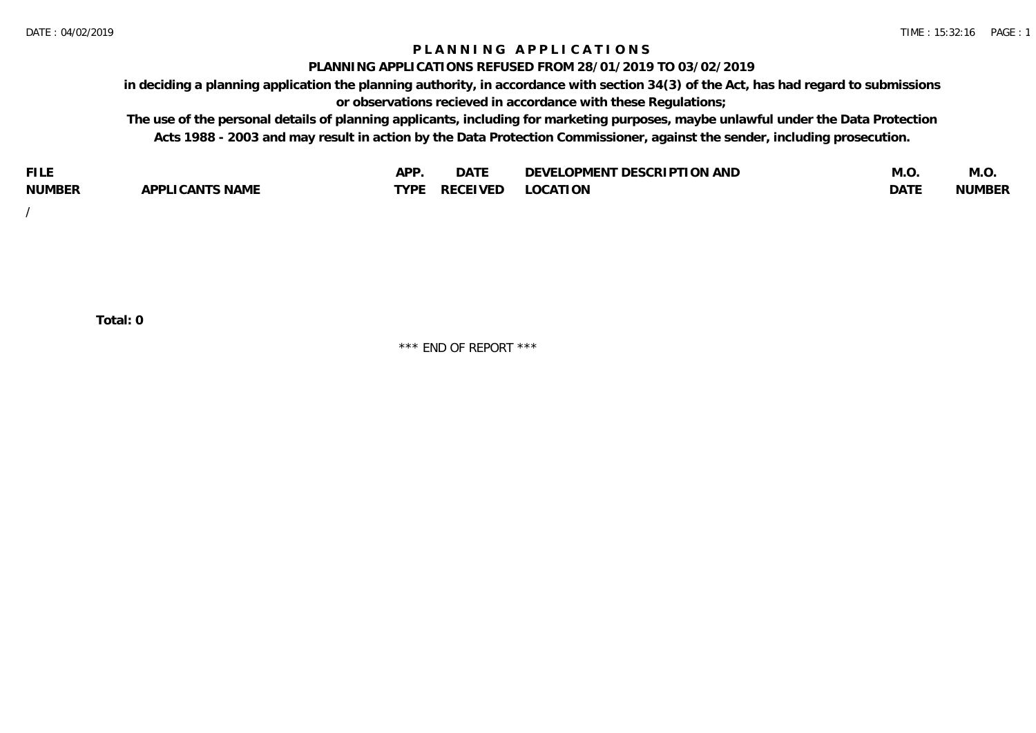# PLANNING APPLICATIONS

## PLANNING APPLICATIONS REFUSED FROM 28/01/2019 TO 03/02/2019

**in deciding a planning application the planning authority, in accordance with section 34(3) of the Act, has had regard to submissions or observations recieved in accordance with these Regulations;**

**The use of the personal details of planning applicants, including for marketing purposes, maybe unlawful under the Data Protection Acts 1988 - 2003 and may result in action by the Data Protection Commissioner, against the sender, including prosecution.**

| FILE NUMBER | APPLICANTS NAME | APP. TYPE | DATE RECEIVED | DEVELOPMENT DESCRIPTION AND LOCATION | M.O. DATE | M.O. NUMBER |
|---|---|---|---|---|---|---|
| / | | | | | | |

**Total: 0**

\*\*\* END OF REPORT \*\*\*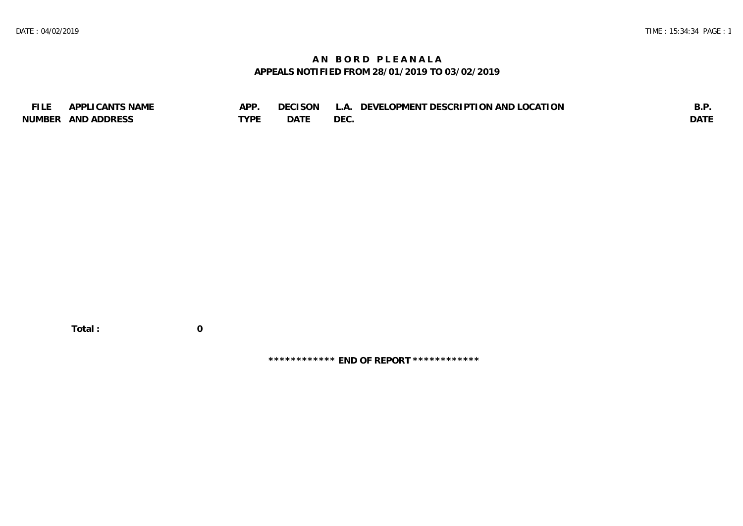# AN BORD PLEANALA

## APPEALS NOTIFIED FROM 28/01/2019 TO 03/02/2019

| FILE NUMBER | APPLICANTS NAME AND ADDRESS | APP. TYPE | DECISON DATE | L.A. DEC. | DEVELOPMENT DESCRIPTION AND LOCATION | B.P. DATE |
|---|---|---|---|---|---|---|

**Total : 0**

**************** END OF REPORT ****************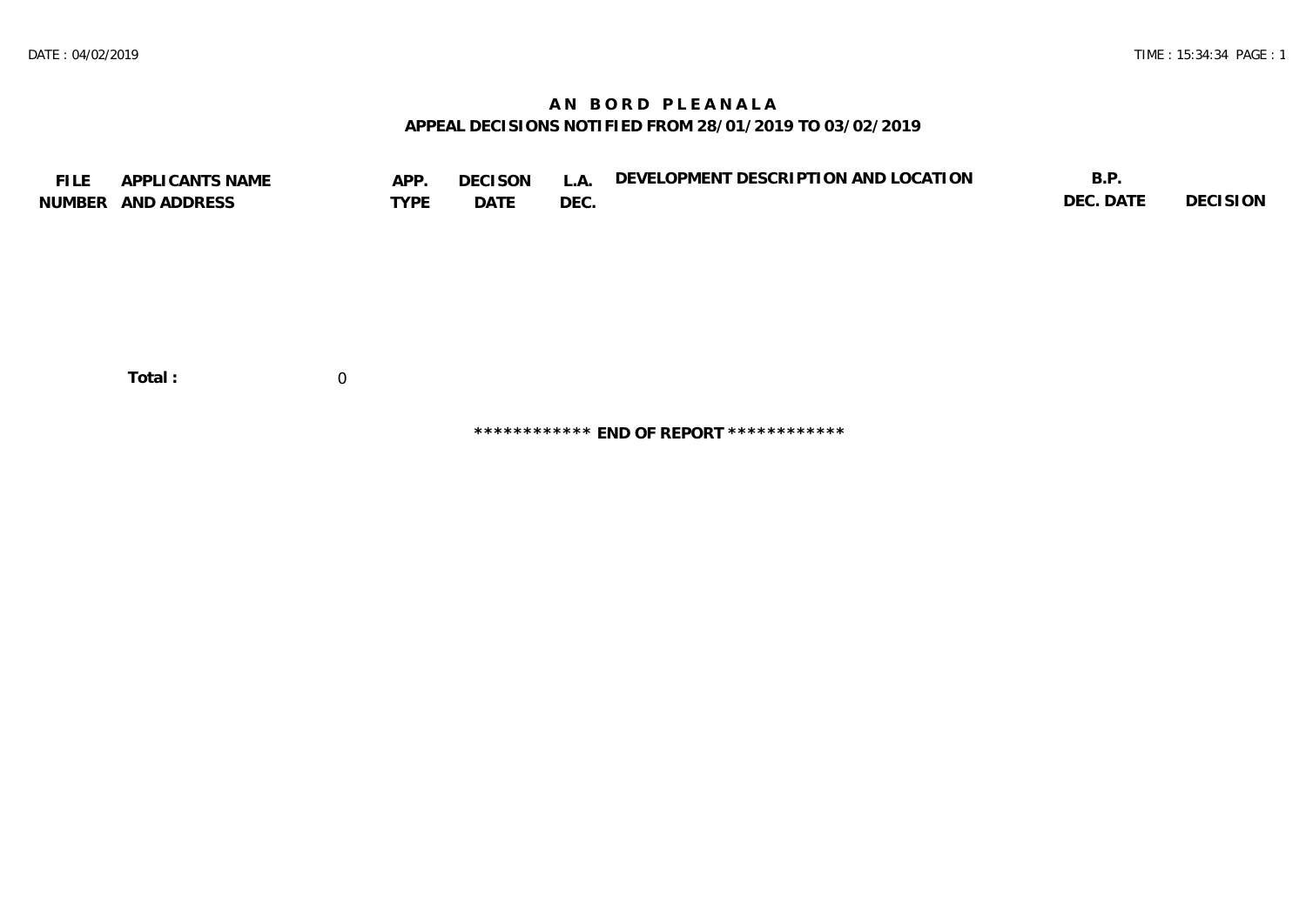# AN BORD PLEANALA

## APPEAL DECISIONS NOTIFIED FROM 28/01/2019 TO 03/02/2019

| FILE NUMBER | APPLICANTS NAME AND ADDRESS | APP. TYPE | DECISON DATE | L.A. DEC. | DEVELOPMENT DESCRIPTION AND LOCATION | B.P. DEC. DATE | DECISION |
|---|---|---|---|---|---|---|---|

**Total :** 0

\*\*\*\*\*\*\*\*\*\*\*\* **END OF REPORT** \*\*\*\*\*\*\*\*\*\*\*\*